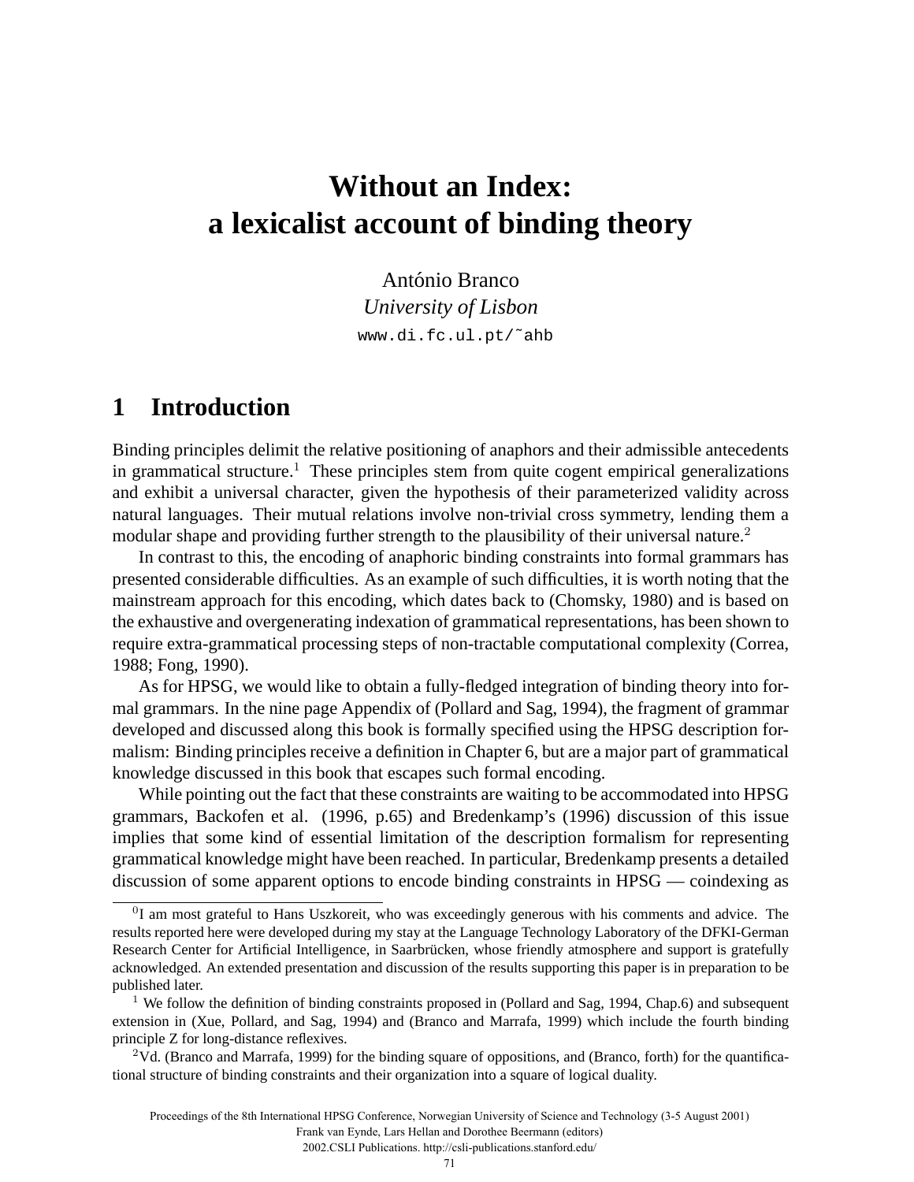# Without an Index: a lexicalist account of binding theory

António Branco
*University of Lisbon*
www.di.fc.ul.pt/˜ahb

## 1 Introduction

Binding principles delimit the relative positioning of anaphors and their admissible antecedents in grammatical structure.[1] These principles stem from quite cogent empirical generalizations and exhibit a universal character, given the hypothesis of their parameterized validity across natural languages. Their mutual relations involve non-trivial cross symmetry, lending them a modular shape and providing further strength to the plausibility of their universal nature.[2]

In contrast to this, the encoding of anaphoric binding constraints into formal grammars has presented considerable difficulties. As an example of such difficulties, it is worth noting that the mainstream approach for this encoding, which dates back to (Chomsky, 1980) and is based on the exhaustive and overgenerating indexation of grammatical representations, has been shown to require extra-grammatical processing steps of non-tractable computational complexity (Correa, 1988; Fong, 1990).

As for HPSG, we would like to obtain a fully-fledged integration of binding theory into formal grammars. In the nine page Appendix of (Pollard and Sag, 1994), the fragment of grammar developed and discussed along this book is formally specified using the HPSG description formalism: Binding principles receive a definition in Chapter 6, but are a major part of grammatical knowledge discussed in this book that escapes such formal encoding.

While pointing out the fact that these constraints are waiting to be accommodated into HPSG grammars, Backofen et al. (1996, p.65) and Bredenkamp's (1996) discussion of this issue implies that some kind of essential limitation of the description formalism for representing grammatical knowledge might have been reached. In particular, Bredenkamp presents a detailed discussion of some apparent options to encode binding constraints in HPSG — coindexing as

---

[0] I am most grateful to Hans Uszkoreit, who was exceedingly generous with his comments and advice. The results reported here were developed during my stay at the Language Technology Laboratory of the DFKI-German Research Center for Artificial Intelligence, in Saarbrücken, whose friendly atmosphere and support is gratefully acknowledged. An extended presentation and discussion of the results supporting this paper is in preparation to be published later.

[1] We follow the definition of binding constraints proposed in (Pollard and Sag, 1994, Chap.6) and subsequent extension in (Xue, Pollard, and Sag, 1994) and (Branco and Marrafa, 1999) which include the fourth binding principle Z for long-distance reflexives.

[2] Vd. (Branco and Marrafa, 1999) for the binding square of oppositions, and (Branco, forth) for the quantificational structure of binding constraints and their organization into a square of logical duality.

Proceedings of the 8th International HPSG Conference, Norwegian University of Science and Technology (3-5 August 2001)
Frank van Eynde, Lars Hellan and Dorothee Beermann (editors)
2002.CSLI Publications. http://csli-publications.stanford.edu/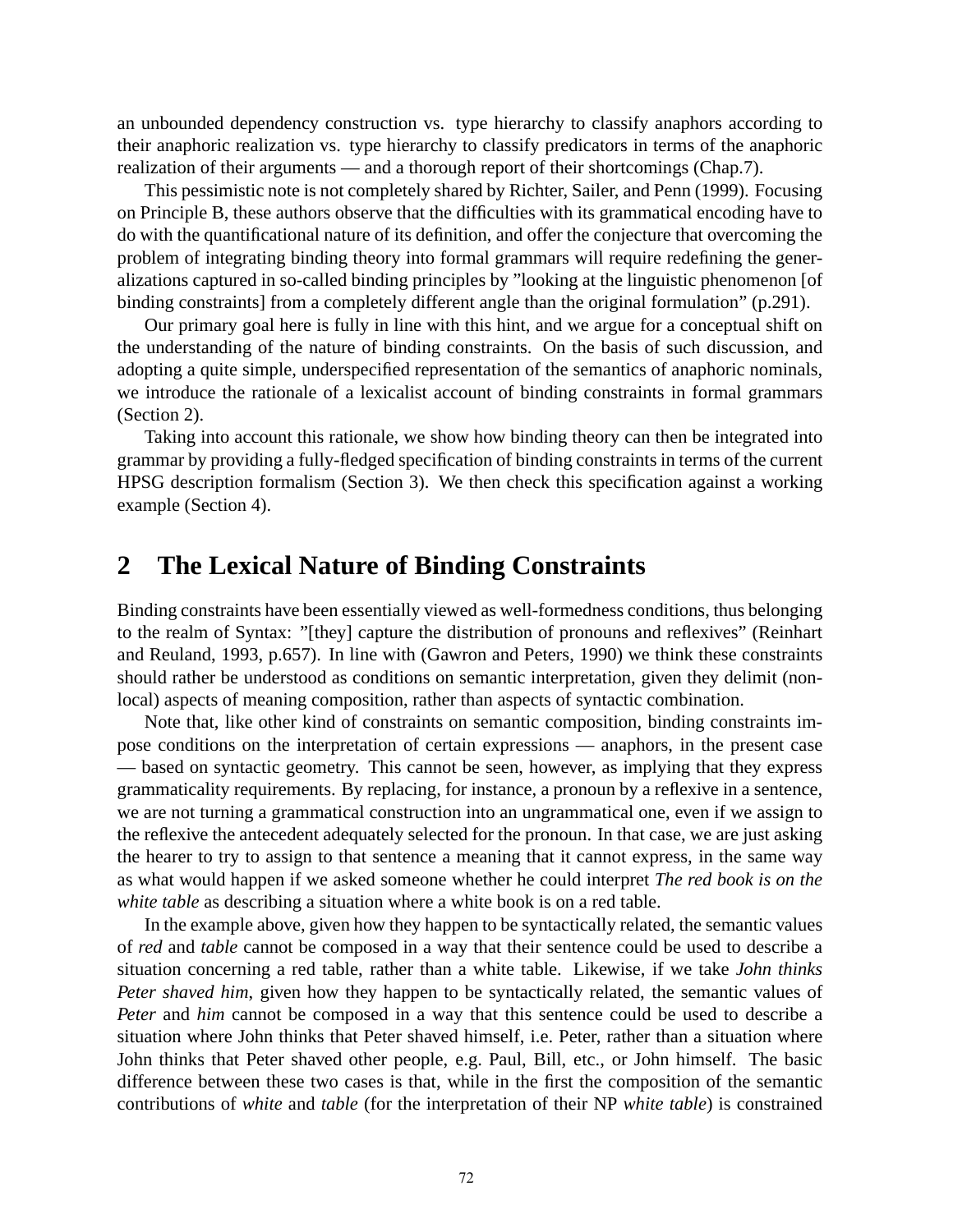an unbounded dependency construction vs. type hierarchy to classify anaphors according to their anaphoric realization vs. type hierarchy to classify predicators in terms of the anaphoric realization of their arguments — and a thorough report of their shortcomings (Chap.7).

This pessimistic note is not completely shared by Richter, Sailer, and Penn (1999). Focusing on Principle B, these authors observe that the difficulties with its grammatical encoding have to do with the quantificational nature of its definition, and offer the conjecture that overcoming the problem of integrating binding theory into formal grammars will require redefining the generalizations captured in so-called binding principles by "looking at the linguistic phenomenon [of binding constraints] from a completely different angle than the original formulation" (p.291).

Our primary goal here is fully in line with this hint, and we argue for a conceptual shift on the understanding of the nature of binding constraints. On the basis of such discussion, and adopting a quite simple, underspecified representation of the semantics of anaphoric nominals, we introduce the rationale of a lexicalist account of binding constraints in formal grammars (Section 2).

Taking into account this rationale, we show how binding theory can then be integrated into grammar by providing a fully-fledged specification of binding constraints in terms of the current HPSG description formalism (Section 3). We then check this specification against a working example (Section 4).

## 2 The Lexical Nature of Binding Constraints

Binding constraints have been essentially viewed as well-formedness conditions, thus belonging to the realm of Syntax: "[they] capture the distribution of pronouns and reflexives" (Reinhart and Reuland, 1993, p.657). In line with (Gawron and Peters, 1990) we think these constraints should rather be understood as conditions on semantic interpretation, given they delimit (non-local) aspects of meaning composition, rather than aspects of syntactic combination.

Note that, like other kind of constraints on semantic composition, binding constraints impose conditions on the interpretation of certain expressions — anaphors, in the present case — based on syntactic geometry. This cannot be seen, however, as implying that they express grammaticality requirements. By replacing, for instance, a pronoun by a reflexive in a sentence, we are not turning a grammatical construction into an ungrammatical one, even if we assign to the reflexive the antecedent adequately selected for the pronoun. In that case, we are just asking the hearer to try to assign to that sentence a meaning that it cannot express, in the same way as what would happen if we asked someone whether he could interpret *The red book is on the white table* as describing a situation where a white book is on a red table.

In the example above, given how they happen to be syntactically related, the semantic values of *red* and *table* cannot be composed in a way that their sentence could be used to describe a situation concerning a red table, rather than a white table. Likewise, if we take *John thinks Peter shaved him*, given how they happen to be syntactically related, the semantic values of *Peter* and *him* cannot be composed in a way that this sentence could be used to describe a situation where John thinks that Peter shaved himself, i.e. Peter, rather than a situation where John thinks that Peter shaved other people, e.g. Paul, Bill, etc., or John himself. The basic difference between these two cases is that, while in the first the composition of the semantic contributions of *white* and *table* (for the interpretation of their NP *white table*) is constrained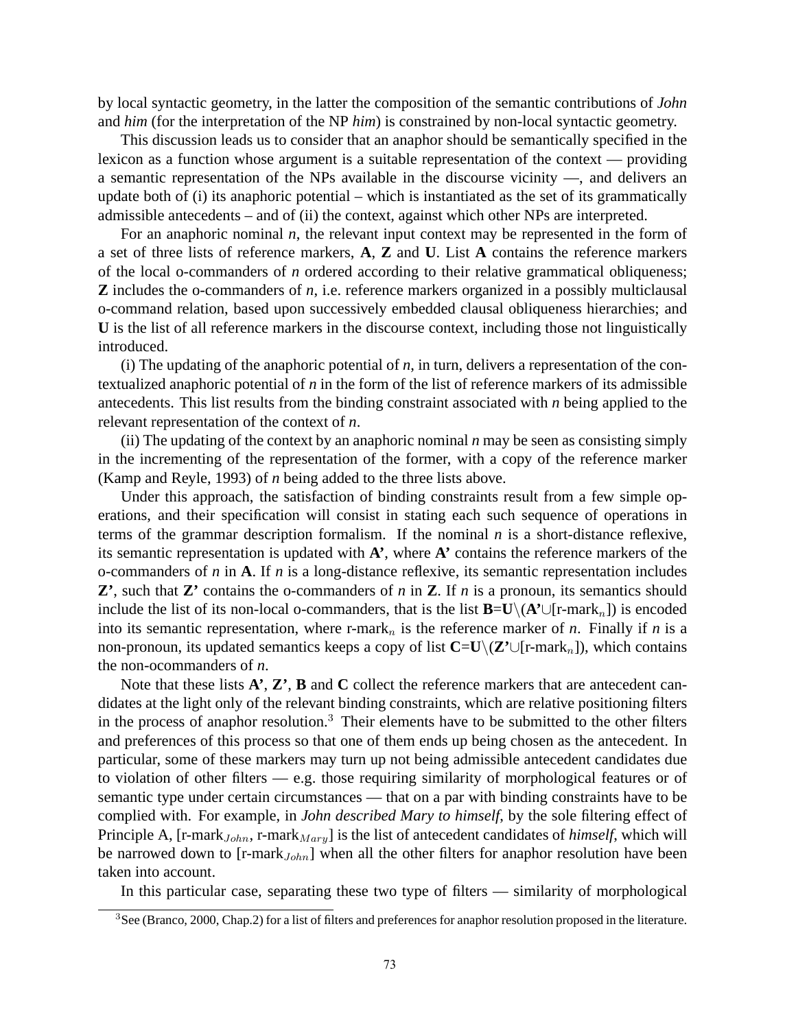by local syntactic geometry, in the latter the composition of the semantic contributions of *John* and *him* (for the interpretation of the NP *him*) is constrained by non-local syntactic geometry.

This discussion leads us to consider that an anaphor should be semantically specified in the lexicon as a function whose argument is a suitable representation of the context — providing a semantic representation of the NPs available in the discourse vicinity —, and delivers an update both of (i) its anaphoric potential – which is instantiated as the set of its grammatically admissible antecedents – and of (ii) the context, against which other NPs are interpreted.

For an anaphoric nominal *n*, the relevant input context may be represented in the form of a set of three lists of reference markers, **A**, **Z** and **U**. List **A** contains the reference markers of the local o-commanders of *n* ordered according to their relative grammatical obliqueness; **Z** includes the o-commanders of *n*, i.e. reference markers organized in a possibly multiclausal o-command relation, based upon successively embedded clausal obliqueness hierarchies; and **U** is the list of all reference markers in the discourse context, including those not linguistically introduced.

(i) The updating of the anaphoric potential of *n*, in turn, delivers a representation of the contextualized anaphoric potential of *n* in the form of the list of reference markers of its admissible antecedents. This list results from the binding constraint associated with *n* being applied to the relevant representation of the context of *n*.

(ii) The updating of the context by an anaphoric nominal *n* may be seen as consisting simply in the incrementing of the representation of the former, with a copy of the reference marker (Kamp and Reyle, 1993) of *n* being added to the three lists above.

Under this approach, the satisfaction of binding constraints result from a few simple operations, and their specification will consist in stating each such sequence of operations in terms of the grammar description formalism. If the nominal *n* is a short-distance reflexive, its semantic representation is updated with **A'**, where **A'** contains the reference markers of the o-commanders of *n* in **A**. If *n* is a long-distance reflexive, its semantic representation includes **Z'**, such that **Z'** contains the o-commanders of *n* in **Z**. If *n* is a pronoun, its semantics should include the list of its non-local o-commanders, that is the list **B**=**U**$\backslash$(**A'**$\cup$[r-mark$_n$]) is encoded into its semantic representation, where r-mark$_n$ is the reference marker of *n*. Finally if *n* is a non-pronoun, its updated semantics keeps a copy of list **C**=**U**$\backslash$(**Z'**$\cup$[r-mark$_n$]), which contains the non-ocommanders of *n*.

Note that these lists **A'**, **Z'**, **B** and **C** collect the reference markers that are antecedent candidates at the light only of the relevant binding constraints, which are relative positioning filters in the process of anaphor resolution.[3] Their elements have to be submitted to the other filters and preferences of this process so that one of them ends up being chosen as the antecedent. In particular, some of these markers may turn up not being admissible antecedent candidates due to violation of other filters — e.g. those requiring similarity of morphological features or of semantic type under certain circumstances — that on a par with binding constraints have to be complied with. For example, in *John described Mary to himself*, by the sole filtering effect of Principle A, [r-mark$_{John}$, r-mark$_{Mary}$] is the list of antecedent candidates of *himself*, which will be narrowed down to [r-mark$_{John}$] when all the other filters for anaphor resolution have been taken into account.

In this particular case, separating these two type of filters — similarity of morphological

[3] See (Branco, 2000, Chap.2) for a list of filters and preferences for anaphor resolution proposed in the literature.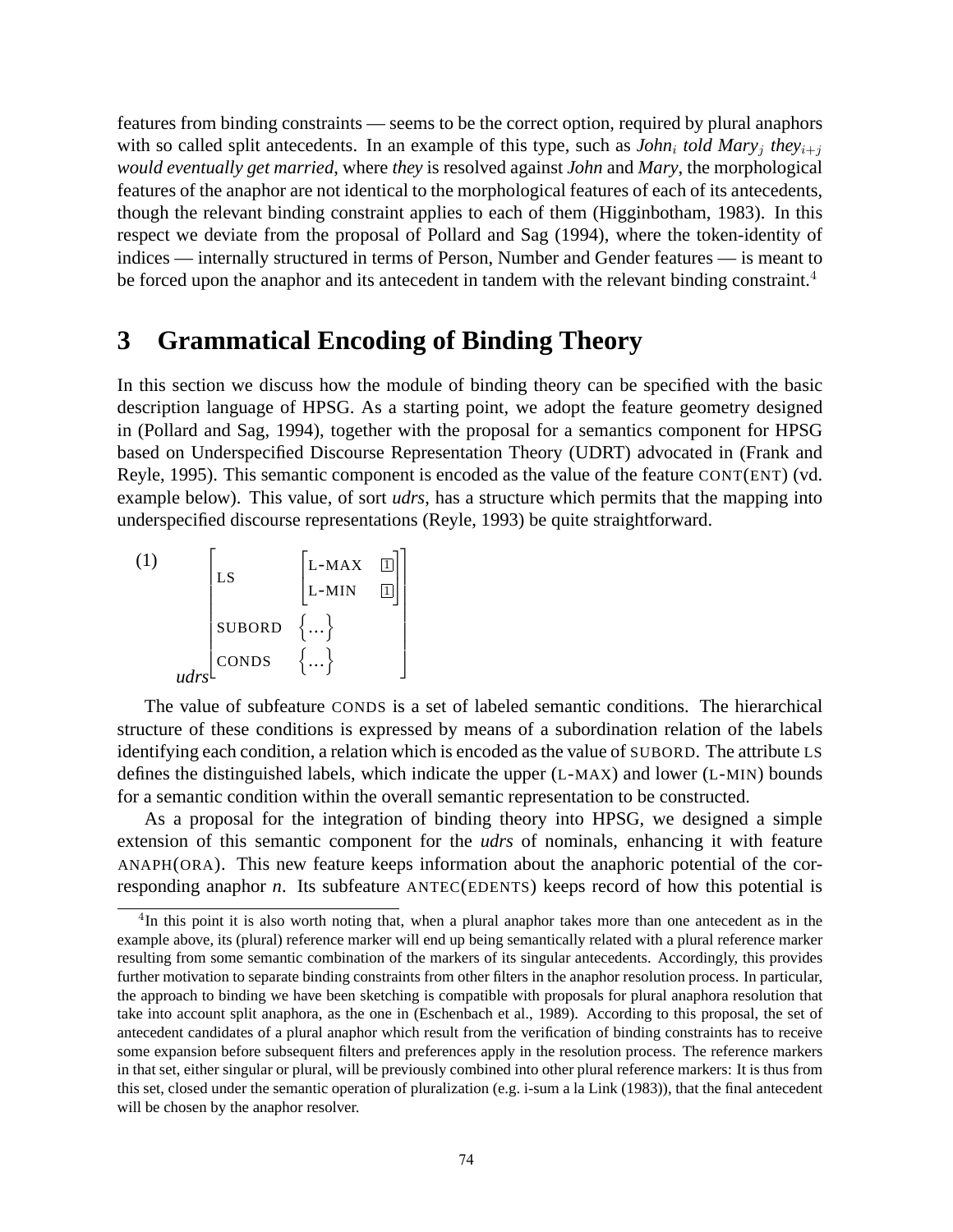features from binding constraints — seems to be the correct option, required by plural anaphors with so called split antecedents. In an example of this type, such as *John*$_i$ *told Mary*$_j$ *they*$_{i+j}$ *would eventually get married*, where *they* is resolved against *John* and *Mary*, the morphological features of the anaphor are not identical to the morphological features of each of its antecedents, though the relevant binding constraint applies to each of them (Higginbotham, 1983). In this respect we deviate from the proposal of Pollard and Sag (1994), where the token-identity of indices — internally structured in terms of Person, Number and Gender features — is meant to be forced upon the anaphor and its antecedent in tandem with the relevant binding constraint.[4]

## 3 Grammatical Encoding of Binding Theory

In this section we discuss how the module of binding theory can be specified with the basic description language of HPSG. As a starting point, we adopt the feature geometry designed in (Pollard and Sag, 1994), together with the proposal for a semantics component for HPSG based on Underspecified Discourse Representation Theory (UDRT) advocated in (Frank and Reyle, 1995). This semantic component is encoded as the value of the feature CONT(ENT) (vd. example below). This value, of sort *udrs*, has a structure which permits that the mapping into underspecified discourse representations (Reyle, 1993) be quite straightforward.

(1)
$$
\begin{bmatrix}
\text{LS} & \begin{bmatrix} \text{L-MAX} & \boxed{1} \\ \text{L-MIN} & \boxed{1} \end{bmatrix} \\
\text{SUBORD} & \{\ldots\} \\
\text{CONDS} & \{\ldots\}
\end{bmatrix}_{udrs}
$$

The value of subfeature CONDS is a set of labeled semantic conditions. The hierarchical structure of these conditions is expressed by means of a subordination relation of the labels identifying each condition, a relation which is encoded as the value of SUBORD. The attribute LS defines the distinguished labels, which indicate the upper (L-MAX) and lower (L-MIN) bounds for a semantic condition within the overall semantic representation to be constructed.

As a proposal for the integration of binding theory into HPSG, we designed a simple extension of this semantic component for the *udrs* of nominals, enhancing it with feature ANAPH(ORA). This new feature keeps information about the anaphoric potential of the corresponding anaphor *n*. Its subfeature ANTEC(EDENTS) keeps record of how this potential is

---

[4] In this point it is also worth noting that, when a plural anaphor takes more than one antecedent as in the example above, its (plural) reference marker will end up being semantically related with a plural reference marker resulting from some semantic combination of the markers of its singular antecedents. Accordingly, this provides further motivation to separate binding constraints from other filters in the anaphor resolution process. In particular, the approach to binding we have been sketching is compatible with proposals for plural anaphora resolution that take into account split anaphora, as the one in (Eschenbach et al., 1989). According to this proposal, the set of antecedent candidates of a plural anaphor which result from the verification of binding constraints has to receive some expansion before subsequent filters and preferences apply in the resolution process. The reference markers in that set, either singular or plural, will be previously combined into other plural reference markers: It is thus from this set, closed under the semantic operation of pluralization (e.g. i-sum a la Link (1983)), that the final antecedent will be chosen by the anaphor resolver.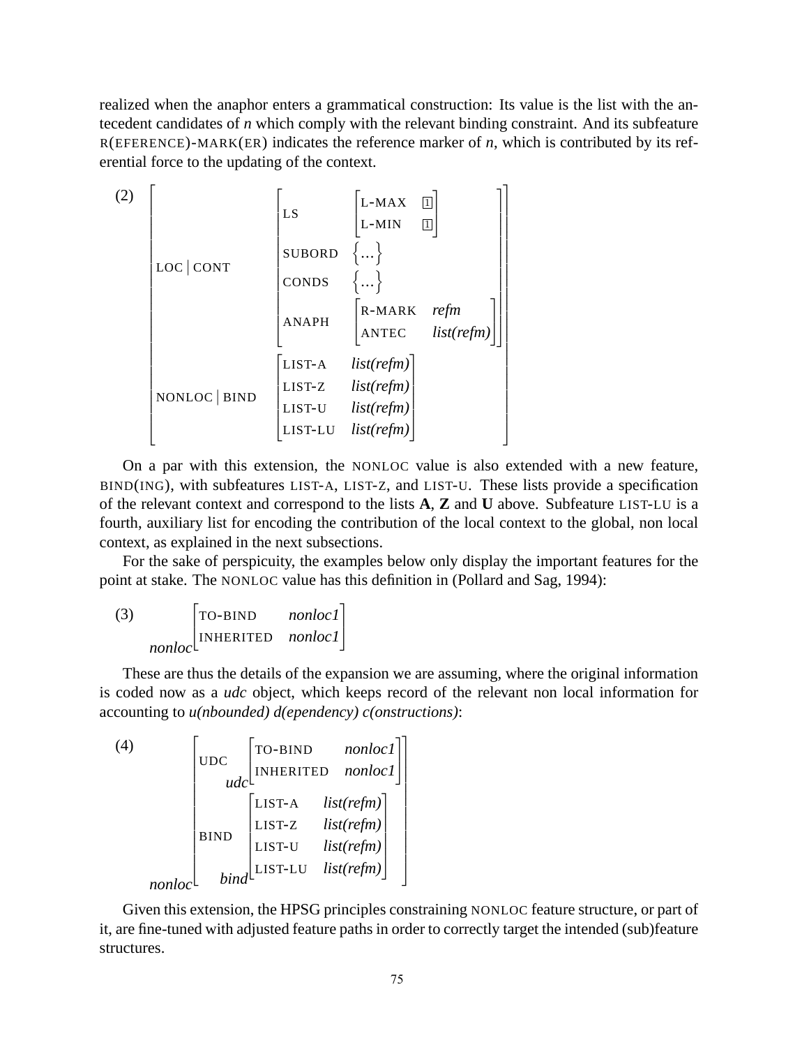realized when the anaphor enters a grammatical construction: Its value is the list with the antecedent candidates of *n* which comply with the relevant binding constraint. And its subfeature R(EFERENCE)-MARK(ER) indicates the reference marker of *n*, which is contributed by its referential force to the updating of the context.

(2)

$$
\begin{bmatrix}
\text{LOC} \mid \text{CONT} & \begin{bmatrix}
\text{LS} & \begin{bmatrix} \text{L-MAX} & \boxed{1} \\ \text{L-MIN} & \boxed{1} \end{bmatrix} \\
\text{SUBORD} & \{\ldots\} \\
\text{CONDS} & \{\ldots\} \\
\text{ANAPH} & \begin{bmatrix} \text{R-MARK} & \textit{refm} \\ \text{ANTEC} & \textit{list(refm)} \end{bmatrix}
\end{bmatrix} \\
\text{NONLOC} \mid \text{BIND} & \begin{bmatrix}
\text{LIST-A} & \textit{list(refm)} \\
\text{LIST-Z} & \textit{list(refm)} \\
\text{LIST-U} & \textit{list(refm)} \\
\text{LIST-LU} & \textit{list(refm)}
\end{bmatrix}
\end{bmatrix}
$$

On a par with this extension, the NONLOC value is also extended with a new feature, BIND(ING), with subfeatures LIST-A, LIST-Z, and LIST-U. These lists provide a specification of the relevant context and correspond to the lists **A**, **Z** and **U** above. Subfeature LIST-LU is a fourth, auxiliary list for encoding the contribution of the local context to the global, non local context, as explained in the next subsections.

For the sake of perspicuity, the examples below only display the important features for the point at stake. The NONLOC value has this definition in (Pollard and Sag, 1994):

(3)

$$
{}_{\textit{nonloc}}\begin{bmatrix}
\text{TO-BIND} & \textit{nonloc1} \\
\text{INHERITED} & \textit{nonloc1}
\end{bmatrix}
$$

These are thus the details of the expansion we are assuming, where the original information is coded now as a *udc* object, which keeps record of the relevant non local information for accounting to *u(nbounded) d(ependency) c(onstructions)*:

(4)

$$
{}_{\textit{nonloc}}\begin{bmatrix}
\text{UDC} & {}_{\textit{udc}}\begin{bmatrix} \text{TO-BIND} & \textit{nonloc1} \\ \text{INHERITED} & \textit{nonloc1} \end{bmatrix} \\
\text{BIND} & {}_{\textit{bind}}\begin{bmatrix}
\text{LIST-A} & \textit{list(refm)} \\
\text{LIST-Z} & \textit{list(refm)} \\
\text{LIST-U} & \textit{list(refm)} \\
\text{LIST-LU} & \textit{list(refm)}
\end{bmatrix}
\end{bmatrix}
$$

Given this extension, the HPSG principles constraining NONLOC feature structure, or part of it, are fine-tuned with adjusted feature paths in order to correctly target the intended (sub)feature structures.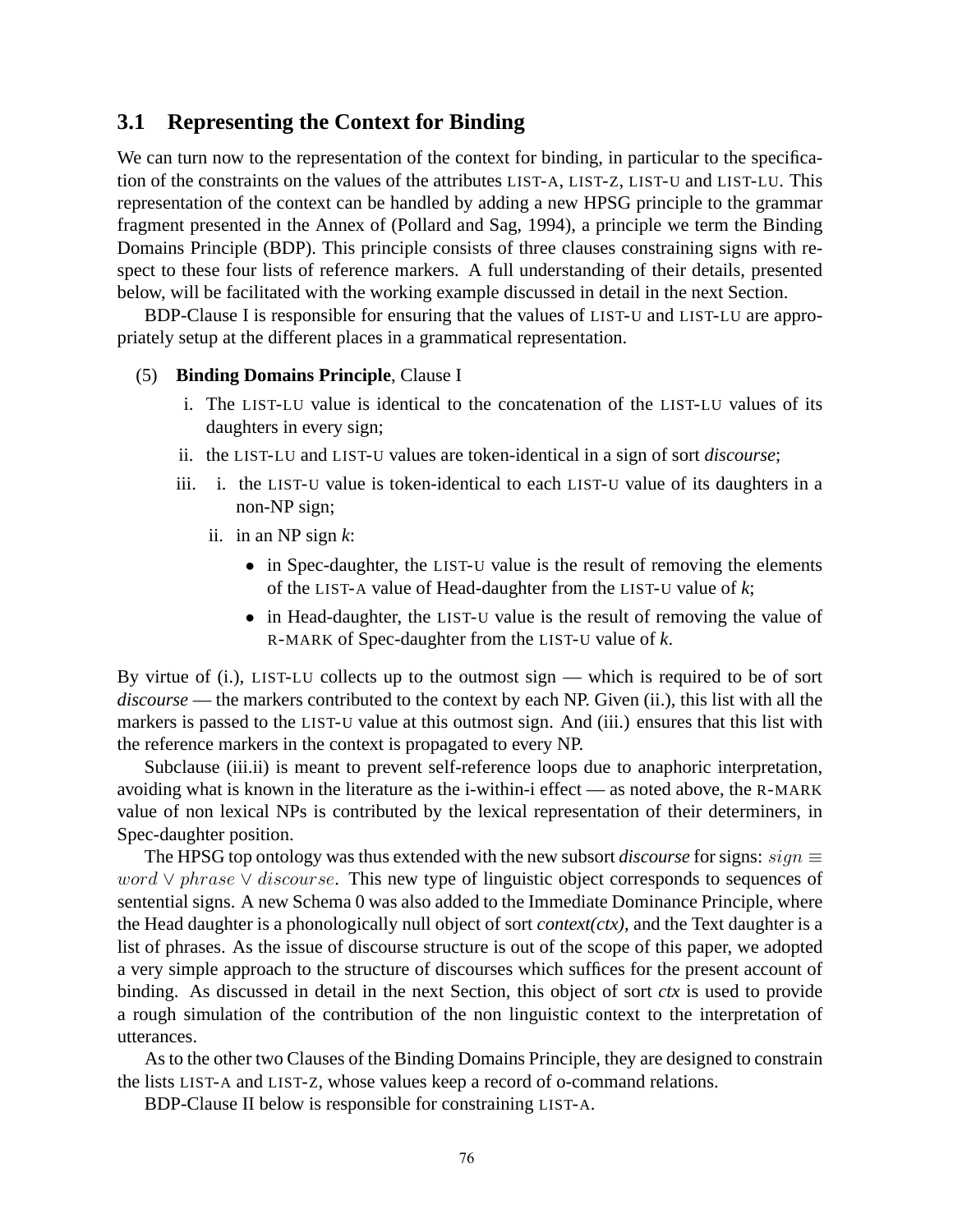### 3.1 Representing the Context for Binding

We can turn now to the representation of the context for binding, in particular to the specification of the constraints on the values of the attributes LIST-A, LIST-Z, LIST-U and LIST-LU. This representation of the context can be handled by adding a new HPSG principle to the grammar fragment presented in the Annex of (Pollard and Sag, 1994), a principle we term the Binding Domains Principle (BDP). This principle consists of three clauses constraining signs with respect to these four lists of reference markers. A full understanding of their details, presented below, will be facilitated with the working example discussed in detail in the next Section.

BDP-Clause I is responsible for ensuring that the values of LIST-U and LIST-LU are appropriately setup at the different places in a grammatical representation.

(5) **Binding Domains Principle**, Clause I

- i. The LIST-LU value is identical to the concatenation of the LIST-LU values of its daughters in every sign;
- ii. the LIST-LU and LIST-U values are token-identical in a sign of sort *discourse*;
- iii.
  - i. the LIST-U value is token-identical to each LIST-U value of its daughters in a non-NP sign;
  - ii. in an NP sign *k*:
    - in Spec-daughter, the LIST-U value is the result of removing the elements of the LIST-A value of Head-daughter from the LIST-U value of *k*;
    - in Head-daughter, the LIST-U value is the result of removing the value of R-MARK of Spec-daughter from the LIST-U value of *k*.

By virtue of (i.), LIST-LU collects up to the outmost sign — which is required to be of sort *discourse* — the markers contributed to the context by each NP. Given (ii.), this list with all the markers is passed to the LIST-U value at this outmost sign. And (iii.) ensures that this list with the reference markers in the context is propagated to every NP.

Subclause (iii.ii) is meant to prevent self-reference loops due to anaphoric interpretation, avoiding what is known in the literature as the i-within-i effect — as noted above, the R-MARK value of non lexical NPs is contributed by the lexical representation of their determiners, in Spec-daughter position.

The HPSG top ontology was thus extended with the new subsort *discourse* for signs: $sign \equiv word \vee phrase \vee discourse$. This new type of linguistic object corresponds to sequences of sentential signs. A new Schema 0 was also added to the Immediate Dominance Principle, where the Head daughter is a phonologically null object of sort *context(ctx)*, and the Text daughter is a list of phrases. As the issue of discourse structure is out of the scope of this paper, we adopted a very simple approach to the structure of discourses which suffices for the present account of binding. As discussed in detail in the next Section, this object of sort *ctx* is used to provide a rough simulation of the contribution of the non linguistic context to the interpretation of utterances.

As to the other two Clauses of the Binding Domains Principle, they are designed to constrain the lists LIST-A and LIST-Z, whose values keep a record of o-command relations.

BDP-Clause II below is responsible for constraining LIST-A.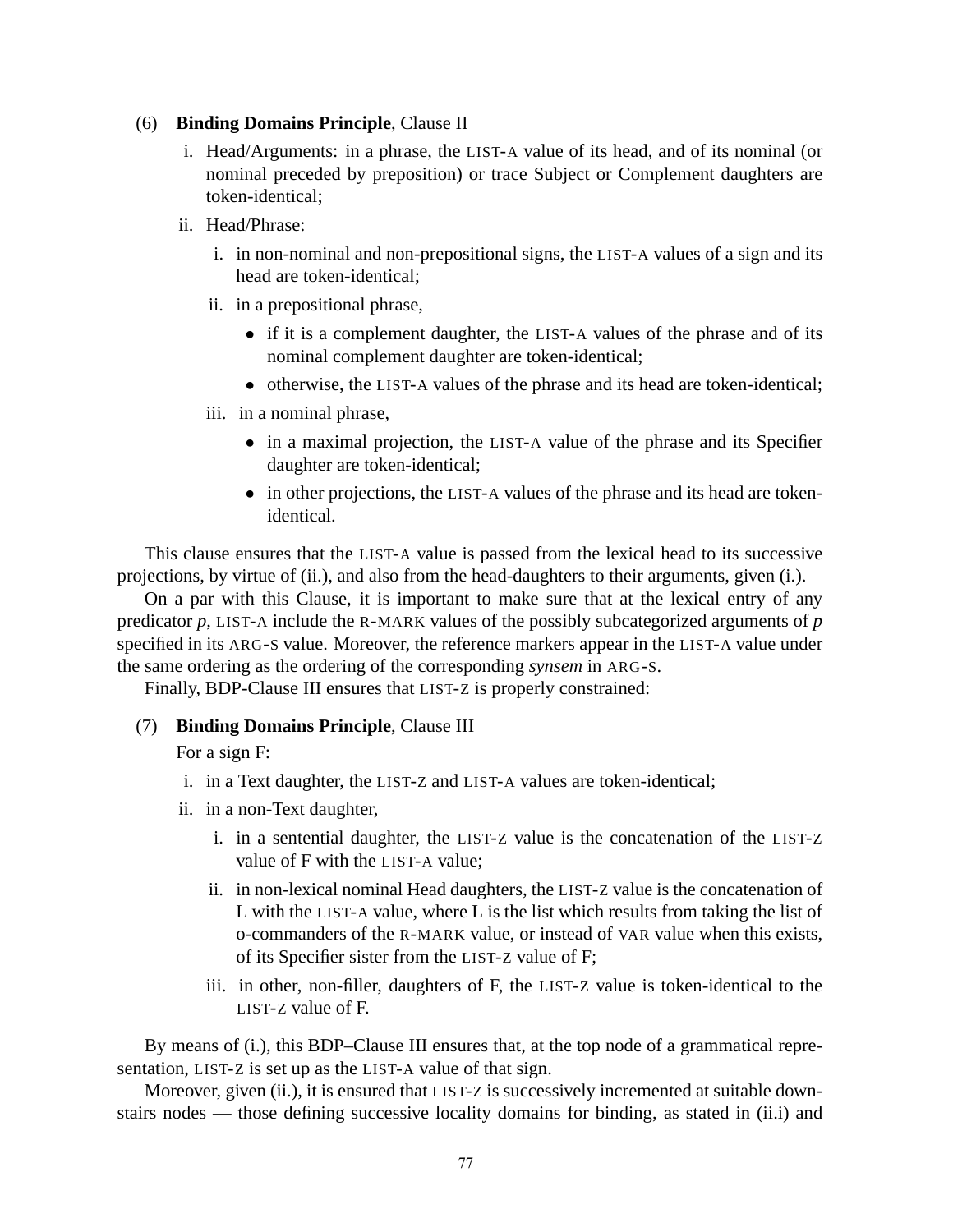(6) **Binding Domains Principle**, Clause II

i. Head/Arguments: in a phrase, the LIST-A value of its head, and of its nominal (or nominal preceded by preposition) or trace Subject or Complement daughters are token-identical;

ii. Head/Phrase:

   i. in non-nominal and non-prepositional signs, the LIST-A values of a sign and its head are token-identical;

   ii. in a prepositional phrase,

      - if it is a complement daughter, the LIST-A values of the phrase and of its nominal complement daughter are token-identical;
      - otherwise, the LIST-A values of the phrase and its head are token-identical;

   iii. in a nominal phrase,

      - in a maximal projection, the LIST-A value of the phrase and its Specifier daughter are token-identical;
      - in other projections, the LIST-A values of the phrase and its head are token-identical.

This clause ensures that the LIST-A value is passed from the lexical head to its successive projections, by virtue of (ii.), and also from the head-daughters to their arguments, given (i.).

On a par with this Clause, it is important to make sure that at the lexical entry of any predicator *p*, LIST-A include the R-MARK values of the possibly subcategorized arguments of *p* specified in its ARG-S value. Moreover, the reference markers appear in the LIST-A value under the same ordering as the ordering of the corresponding *synsem* in ARG-S.

Finally, BDP-Clause III ensures that LIST-Z is properly constrained:

(7) **Binding Domains Principle**, Clause III

For a sign F:

i. in a Text daughter, the LIST-Z and LIST-A values are token-identical;

ii. in a non-Text daughter,

   i. in a sentential daughter, the LIST-Z value is the concatenation of the LIST-Z value of F with the LIST-A value;

   ii. in non-lexical nominal Head daughters, the LIST-Z value is the concatenation of L with the LIST-A value, where L is the list which results from taking the list of o-commanders of the R-MARK value, or instead of VAR value when this exists, of its Specifier sister from the LIST-Z value of F;

   iii. in other, non-filler, daughters of F, the LIST-Z value is token-identical to the LIST-Z value of F.

By means of (i.), this BDP–Clause III ensures that, at the top node of a grammatical representation, LIST-Z is set up as the LIST-A value of that sign.

Moreover, given (ii.), it is ensured that LIST-Z is successively incremented at suitable downstairs nodes — those defining successive locality domains for binding, as stated in (ii.i) and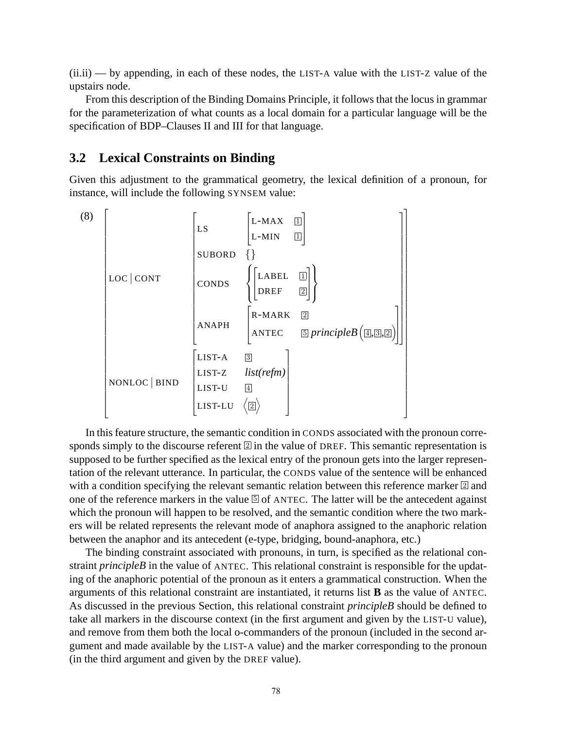(ii.ii) — by appending, in each of these nodes, the LIST-A value with the LIST-Z value of the upstairs node.

From this description of the Binding Domains Principle, it follows that the locus in grammar for the parameterization of what counts as a local domain for a particular language will be the specification of BDP–Clauses II and III for that language.

## 3.2 Lexical Constraints on Binding

Given this adjustment to the grammatical geometry, the lexical definition of a pronoun, for instance, will include the following SYNSEM value:

(8)
$$
\left[\begin{array}{ll}
\text{LOC} \mid \text{CONT} & \left[\begin{array}{ll}
\text{LS} & \left[\begin{array}{ll} \text{L-MAX} & \boxed{1} \\ \text{L-MIN} & \boxed{1} \end{array}\right] \\
\text{SUBORD} & \{\} \\
\text{CONDS} & \left\{\left[\begin{array}{ll} \text{LABEL} & \boxed{1} \\ \text{DREF} & \boxed{2} \end{array}\right]\right\} \\
\text{ANAPH} & \left[\begin{array}{ll} \text{R-MARK} & \boxed{2} \\ \text{ANTEC} & \boxed{5}\ \textit{principleB}\left(\boxed{4},\boxed{3},\boxed{2}\right) \end{array}\right]
\end{array}\right] \\
\text{NONLOC} \mid \text{BIND} & \left[\begin{array}{ll}
\text{LIST-A} & \boxed{3} \\
\text{LIST-Z} & \textit{list(refm)} \\
\text{LIST-U} & \boxed{4} \\
\text{LIST-LU} & \left\langle \boxed{2} \right\rangle
\end{array}\right]
\end{array}\right]
$$

In this feature structure, the semantic condition in CONDS associated with the pronoun corresponds simply to the discourse referent $\boxed{2}$ in the value of DREF. This semantic representation is supposed to be further specified as the lexical entry of the pronoun gets into the larger representation of the relevant utterance. In particular, the CONDS value of the sentence will be enhanced with a condition specifying the relevant semantic relation between this reference marker $\boxed{2}$ and one of the reference markers in the value $\boxed{5}$ of ANTEC. The latter will be the antecedent against which the pronoun will happen to be resolved, and the semantic condition where the two markers will be related represents the relevant mode of anaphora assigned to the anaphoric relation between the anaphor and its antecedent (e-type, bridging, bound-anaphora, etc.)

The binding constraint associated with pronouns, in turn, is specified as the relational constraint *principleB* in the value of ANTEC. This relational constraint is responsible for the updating of the anaphoric potential of the pronoun as it enters a grammatical construction. When the arguments of this relational constraint are instantiated, it returns list **B** as the value of ANTEC. As discussed in the previous Section, this relational constraint *principleB* should be defined to take all markers in the discourse context (in the first argument and given by the LIST-U value), and remove from them both the local o-commanders of the pronoun (included in the second argument and made available by the LIST-A value) and the marker corresponding to the pronoun (in the third argument and given by the DREF value).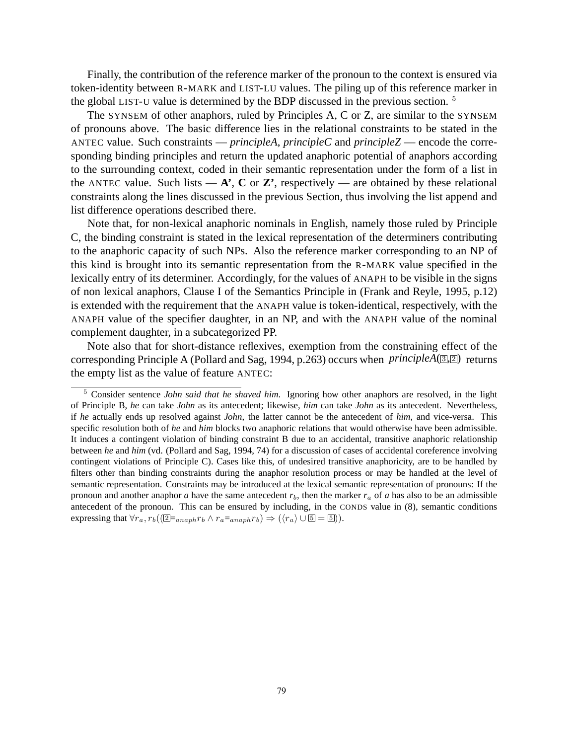Finally, the contribution of the reference marker of the pronoun to the context is ensured via token-identity between R-MARK and LIST-LU values. The piling up of this reference marker in the global LIST-U value is determined by the BDP discussed in the previous section. [5]

The SYNSEM of other anaphors, ruled by Principles A, C or Z, are similar to the SYNSEM of pronouns above. The basic difference lies in the relational constraints to be stated in the ANTEC value. Such constraints — *principleA*, *principleC* and *principleZ* — encode the corresponding binding principles and return the updated anaphoric potential of anaphors according to the surrounding context, coded in their semantic representation under the form of a list in the ANTEC value. Such lists — **A'**, **C** or **Z'**, respectively — are obtained by these relational constraints along the lines discussed in the previous Section, thus involving the list append and list difference operations described there.

Note that, for non-lexical anaphoric nominals in English, namely those ruled by Principle C, the binding constraint is stated in the lexical representation of the determiners contributing to the anaphoric capacity of such NPs. Also the reference marker corresponding to an NP of this kind is brought into its semantic representation from the R-MARK value specified in the lexically entry of its determiner. Accordingly, for the values of ANAPH to be visible in the signs of non lexical anaphors, Clause I of the Semantics Principle in (Frank and Reyle, 1995, p.12) is extended with the requirement that the ANAPH value is token-identical, respectively, with the ANAPH value of the specifier daughter, in an NP, and with the ANAPH value of the nominal complement daughter, in a subcategorized PP.

Note also that for short-distance reflexives, exemption from the constraining effect of the corresponding Principle A (Pollard and Sag, 1994, p.263) occurs when *principleA*($\boxed{3}$,$\boxed{2}$) returns the empty list as the value of feature ANTEC:

---

[5] Consider sentence *John said that he shaved him*. Ignoring how other anaphors are resolved, in the light of Principle B, *he* can take *John* as its antecedent; likewise, *him* can take *John* as its antecedent. Nevertheless, if *he* actually ends up resolved against *John*, the latter cannot be the antecedent of *him*, and vice-versa. This specific resolution both of *he* and *him* blocks two anaphoric relations that would otherwise have been admissible. It induces a contingent violation of binding constraint B due to an accidental, transitive anaphoric relationship between *he* and *him* (vd. (Pollard and Sag, 1994, 74) for a discussion of cases of accidental coreference involving contingent violations of Principle C). Cases like this, of undesired transitive anaphoricity, are to be handled by filters other than binding constraints during the anaphor resolution process or may be handled at the level of semantic representation. Constraints may be introduced at the lexical semantic representation of pronouns: If the pronoun and another anaphor *a* have the same antecedent $r_b$, then the marker $r_a$ of *a* has also to be an admissible antecedent of the pronoun. This can be ensured by including, in the CONDS value in (8), semantic conditions expressing that $\forall r_a, r_b((\boxed{2} =_{anaph} r_b \wedge r_a =_{anaph} r_b) \Rightarrow (\langle r_a \rangle \cup \boxed{5} = \boxed{5}))$.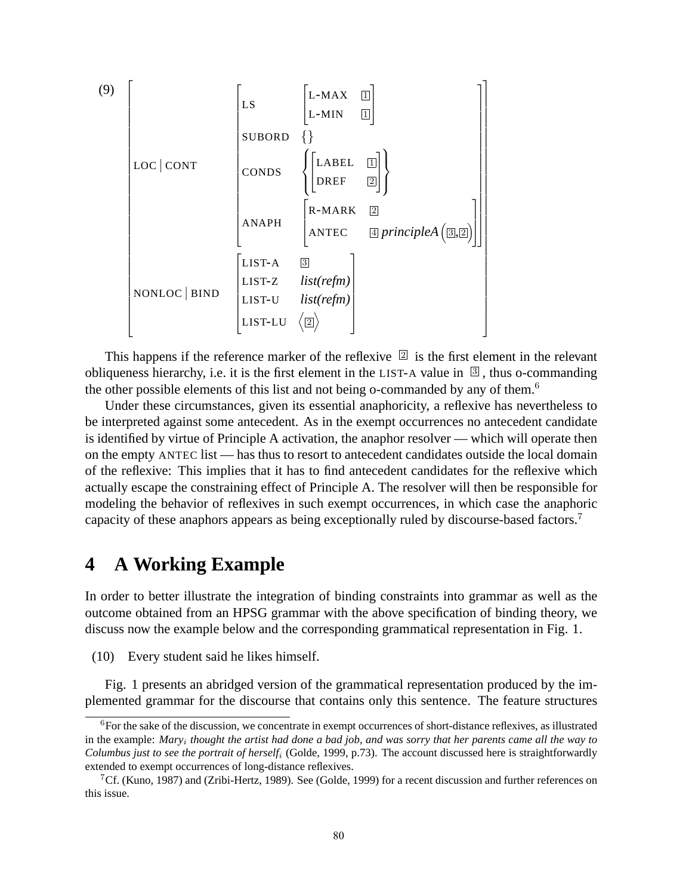(9)

$$
\left[\begin{array}{ll}
\text{LOC} \mid \text{CONT} & \left[\begin{array}{ll}
\text{LS} & \left[\begin{array}{ll}\text{L-MAX} & \boxed{1} \\ \text{L-MIN} & \boxed{1}\end{array}\right] \\
\text{SUBORD} & \{\} \\
\text{CONDS} & \left\{\left[\begin{array}{ll}\text{LABEL} & \boxed{1} \\ \text{DREF} & \boxed{2}\end{array}\right]\right\} \\
\text{ANAPH} & \left[\begin{array}{ll}\text{R-MARK} & \boxed{2} \\ \text{ANTEC} & \boxed{4}\, \textit{principleA}\left(\boxed{3},\boxed{2}\right)\end{array}\right]
\end{array}\right] \\
\text{NONLOC} \mid \text{BIND} & \left[\begin{array}{ll}
\text{LIST-A} & \boxed{3} \\
\text{LIST-Z} & \textit{list(refm)} \\
\text{LIST-U} & \textit{list(refm)} \\
\text{LIST-LU} & \left\langle \boxed{2} \right\rangle
\end{array}\right]
\end{array}\right]
$$

This happens if the reference marker of the reflexive $\boxed{2}$ is the first element in the relevant obliqueness hierarchy, i.e. it is the first element in the LIST-A value in $\boxed{3}$, thus o-commanding the other possible elements of this list and not being o-commanded by any of them.[6]

Under these circumstances, given its essential anaphoricity, a reflexive has nevertheless to be interpreted against some antecedent. As in the exempt occurrences no antecedent candidate is identified by virtue of Principle A activation, the anaphor resolver — which will operate then on the empty ANTEC list — has thus to resort to antecedent candidates outside the local domain of the reflexive: This implies that it has to find antecedent candidates for the reflexive which actually escape the constraining effect of Principle A. The resolver will then be responsible for modeling the behavior of reflexives in such exempt occurrences, in which case the anaphoric capacity of these anaphors appears as being exceptionally ruled by discourse-based factors.[7]

# 4 A Working Example

In order to better illustrate the integration of binding constraints into grammar as well as the outcome obtained from an HPSG grammar with the above specification of binding theory, we discuss now the example below and the corresponding grammatical representation in Fig. 1.

(10) Every student said he likes himself.

Fig. 1 presents an abridged version of the grammatical representation produced by the implemented grammar for the discourse that contains only this sentence. The feature structures

[6] For the sake of the discussion, we concentrate in exempt occurrences of short-distance reflexives, as illustrated in the example: *Mary$_i$ thought the artist had done a bad job, and was sorry that her parents came all the way to Columbus just to see the portrait of herself$_i$* (Golde, 1999, p.73). The account discussed here is straightforwardly extended to exempt occurrences of long-distance reflexives.

[7] Cf. (Kuno, 1987) and (Zribi-Hertz, 1989). See (Golde, 1999) for a recent discussion and further references on this issue.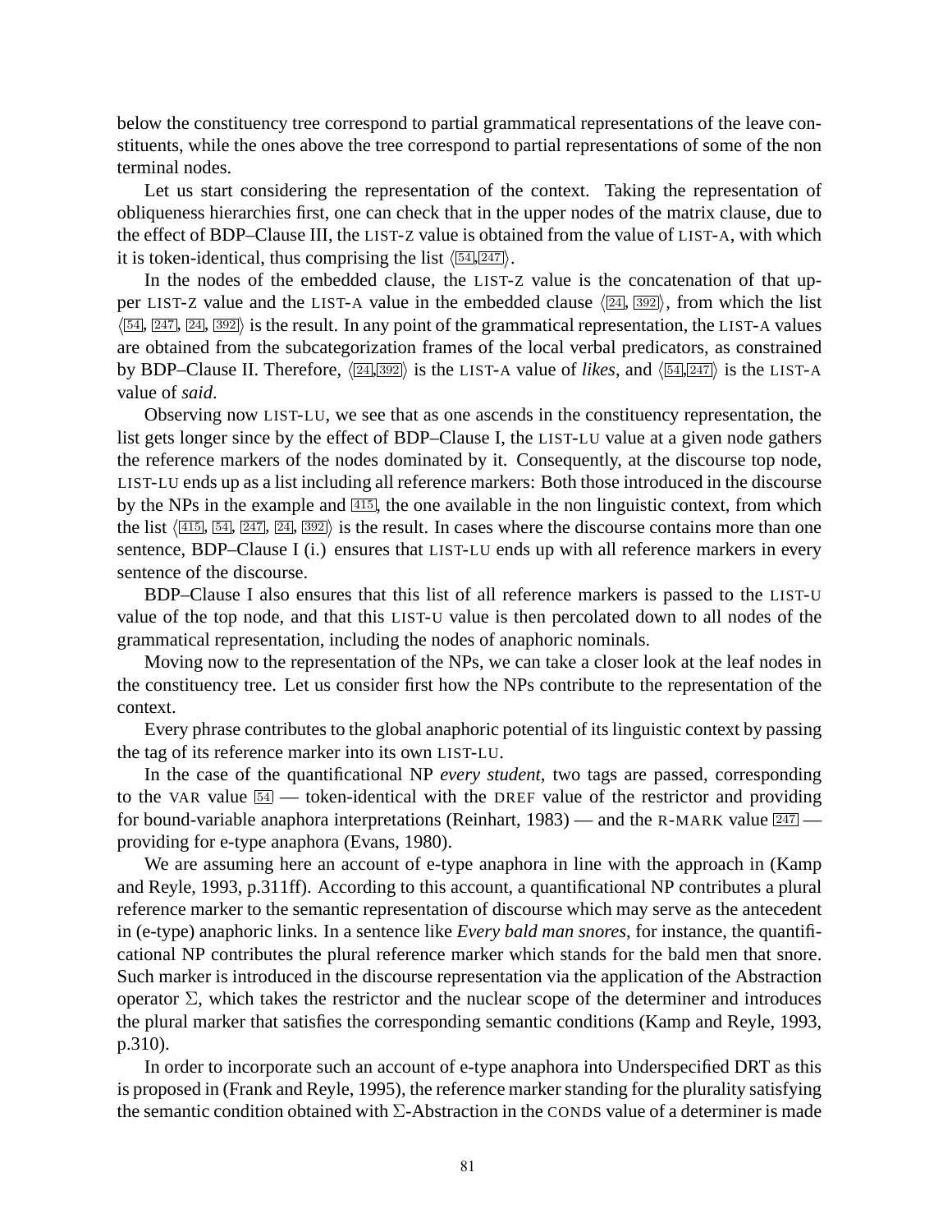below the constituency tree correspond to partial grammatical representations of the leave constituents, while the ones above the tree correspond to partial representations of some of the non terminal nodes.

Let us start considering the representation of the context. Taking the representation of obliqueness hierarchies first, one can check that in the upper nodes of the matrix clause, due to the effect of BDP–Clause III, the LIST-Z value is obtained from the value of LIST-A, with which it is token-identical, thus comprising the list ⟨[54],[247]⟩.

In the nodes of the embedded clause, the LIST-Z value is the concatenation of that upper LIST-Z value and the LIST-A value in the embedded clause ⟨[24], [392]⟩, from which the list ⟨[54], [247], [24], [392]⟩ is the result. In any point of the grammatical representation, the LIST-A values are obtained from the subcategorization frames of the local verbal predicators, as constrained by BDP–Clause II. Therefore, ⟨[24],[392]⟩ is the LIST-A value of *likes*, and ⟨[54],[247]⟩ is the LIST-A value of *said*.

Observing now LIST-LU, we see that as one ascends in the constituency representation, the list gets longer since by the effect of BDP–Clause I, the LIST-LU value at a given node gathers the reference markers of the nodes dominated by it. Consequently, at the discourse top node, LIST-LU ends up as a list including all reference markers: Both those introduced in the discourse by the NPs in the example and [415], the one available in the non linguistic context, from which the list ⟨[415], [54], [247], [24], [392]⟩ is the result. In cases where the discourse contains more than one sentence, BDP–Clause I (i.) ensures that LIST-LU ends up with all reference markers in every sentence of the discourse.

BDP–Clause I also ensures that this list of all reference markers is passed to the LIST-U value of the top node, and that this LIST-U value is then percolated down to all nodes of the grammatical representation, including the nodes of anaphoric nominals.

Moving now to the representation of the NPs, we can take a closer look at the leaf nodes in the constituency tree. Let us consider first how the NPs contribute to the representation of the context.

Every phrase contributes to the global anaphoric potential of its linguistic context by passing the tag of its reference marker into its own LIST-LU.

In the case of the quantificational NP *every student*, two tags are passed, corresponding to the VAR value [54] — token-identical with the DREF value of the restrictor and providing for bound-variable anaphora interpretations (Reinhart, 1983) — and the R-MARK value [247] — providing for e-type anaphora (Evans, 1980).

We are assuming here an account of e-type anaphora in line with the approach in (Kamp and Reyle, 1993, p.311ff). According to this account, a quantificational NP contributes a plural reference marker to the semantic representation of discourse which may serve as the antecedent in (e-type) anaphoric links. In a sentence like *Every bald man snores*, for instance, the quantificational NP contributes the plural reference marker which stands for the bald men that snore. Such marker is introduced in the discourse representation via the application of the Abstraction operator $\Sigma$, which takes the restrictor and the nuclear scope of the determiner and introduces the plural marker that satisfies the corresponding semantic conditions (Kamp and Reyle, 1993, p.310).

In order to incorporate such an account of e-type anaphora into Underspecified DRT as this is proposed in (Frank and Reyle, 1995), the reference marker standing for the plurality satisfying the semantic condition obtained with $\Sigma$-Abstraction in the CONDS value of a determiner is made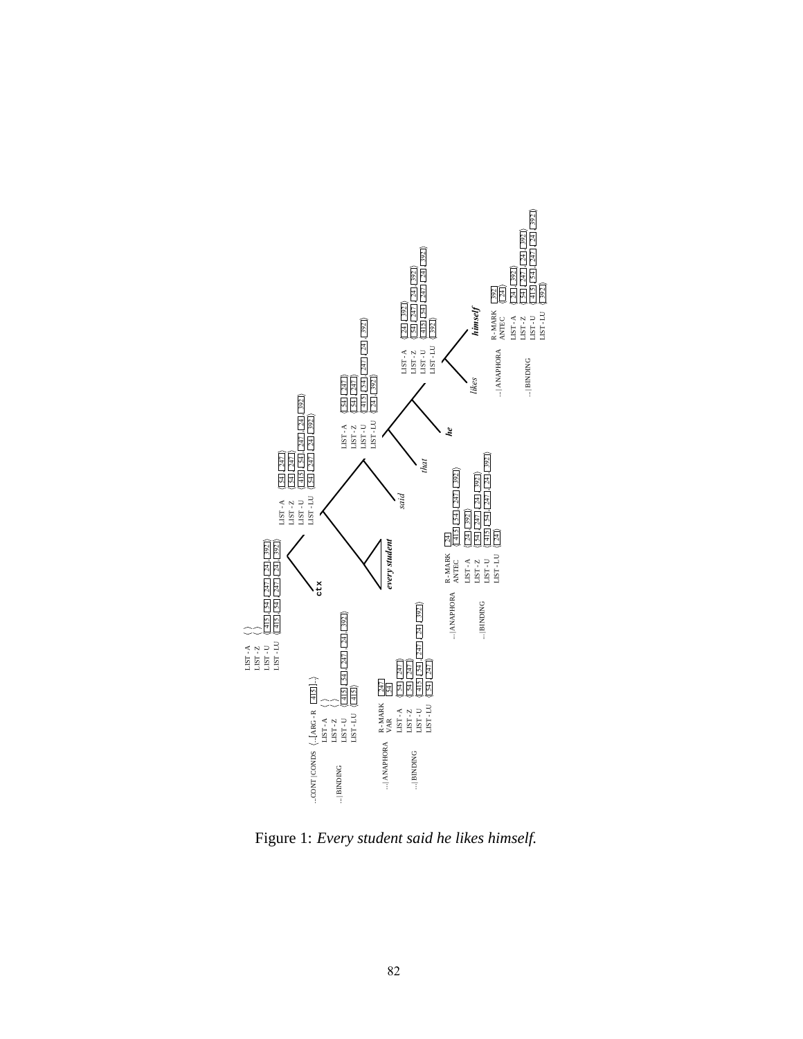Figure 1: *Every student said he likes himself.*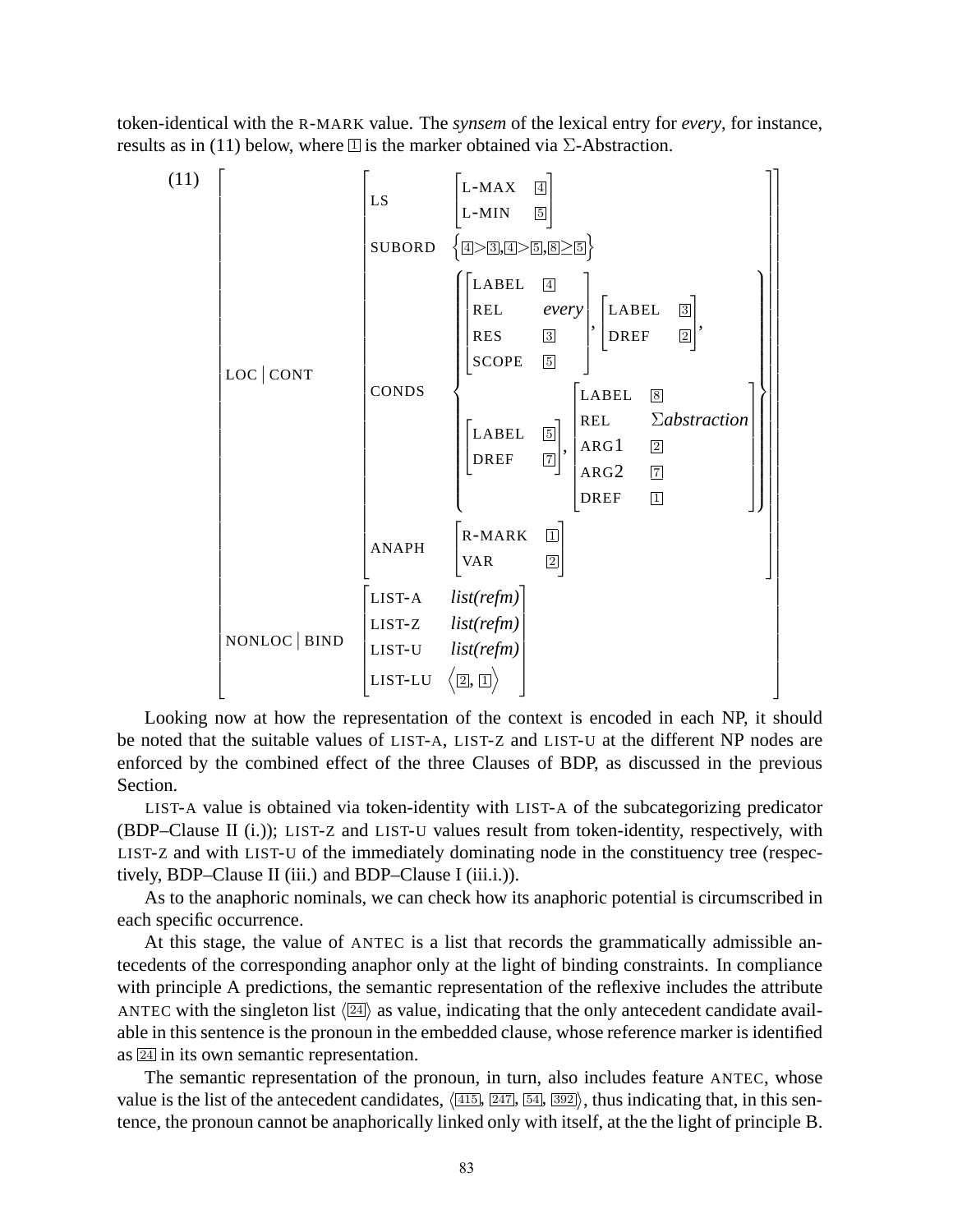token-identical with the R-MARK value. The *synsem* of the lexical entry for *every*, for instance, results as in (11) below, where $\boxed{1}$ is the marker obtained via Σ-Abstraction.

(11)

$$
\left[\begin{array}{ll}
\text{LOC} \mid \text{CONT} & \left[\begin{array}{ll}
\text{LS} & \left[\begin{array}{ll} \text{L-MAX} & \boxed{4} \\ \text{L-MIN} & \boxed{5} \end{array}\right] \\
\text{SUBORD} & \left\{ \boxed{4} > \boxed{3}, \boxed{4} > \boxed{5}, \boxed{8} \geq \boxed{5} \right\} \\
\text{CONDS} & \left\{ \begin{array}{l}
\left[\begin{array}{ll} \text{LABEL} & \boxed{4} \\ \text{REL} & \textit{every} \\ \text{RES} & \boxed{3} \\ \text{SCOPE} & \boxed{5} \end{array}\right], \left[\begin{array}{ll} \text{LABEL} & \boxed{3} \\ \text{DREF} & \boxed{2} \end{array}\right], \\
\left[\begin{array}{ll} \text{LABEL} & \boxed{5} \\ \text{DREF} & \boxed{7} \end{array}\right], \left[\begin{array}{ll} \text{LABEL} & \boxed{8} \\ \text{REL} & \Sigma\textit{abstraction} \\ \text{ARG1} & \boxed{2} \\ \text{ARG2} & \boxed{7} \\ \text{DREF} & \boxed{1} \end{array}\right]
\end{array} \right\} \\
\text{ANAPH} & \left[\begin{array}{ll} \text{R-MARK} & \boxed{1} \\ \text{VAR} & \boxed{2} \end{array}\right]
\end{array}\right] \\
\text{NONLOC} \mid \text{BIND} & \left[\begin{array}{ll} \text{LIST-A} & \textit{list(refm)} \\ \text{LIST-Z} & \textit{list(refm)} \\ \text{LIST-U} & \textit{list(refm)} \\ \text{LIST-LU} & \left\langle \boxed{2}, \boxed{1} \right\rangle \end{array}\right]
\end{array}\right]
$$

Looking now at how the representation of the context is encoded in each NP, it should be noted that the suitable values of LIST-A, LIST-Z and LIST-U at the different NP nodes are enforced by the combined effect of the three Clauses of BDP, as discussed in the previous Section.

LIST-A value is obtained via token-identity with LIST-A of the subcategorizing predicator (BDP–Clause II (i.)); LIST-Z and LIST-U values result from token-identity, respectively, with LIST-Z and with LIST-U of the immediately dominating node in the constituency tree (respectively, BDP–Clause II (iii.) and BDP–Clause I (iii.i.)).

As to the anaphoric nominals, we can check how its anaphoric potential is circumscribed in each specific occurrence.

At this stage, the value of ANTEC is a list that records the grammatically admissible antecedents of the corresponding anaphor only at the light of binding constraints. In compliance with principle A predictions, the semantic representation of the reflexive includes the attribute ANTEC with the singleton list $\langle \boxed{24} \rangle$ as value, indicating that the only antecedent candidate available in this sentence is the pronoun in the embedded clause, whose reference marker is identified as $\boxed{24}$ in its own semantic representation.

The semantic representation of the pronoun, in turn, also includes feature ANTEC, whose value is the list of the antecedent candidates, $\langle \boxed{415}, \boxed{247}, \boxed{54}, \boxed{392} \rangle$, thus indicating that, in this sentence, the pronoun cannot be anaphorically linked only with itself, at the the light of principle B.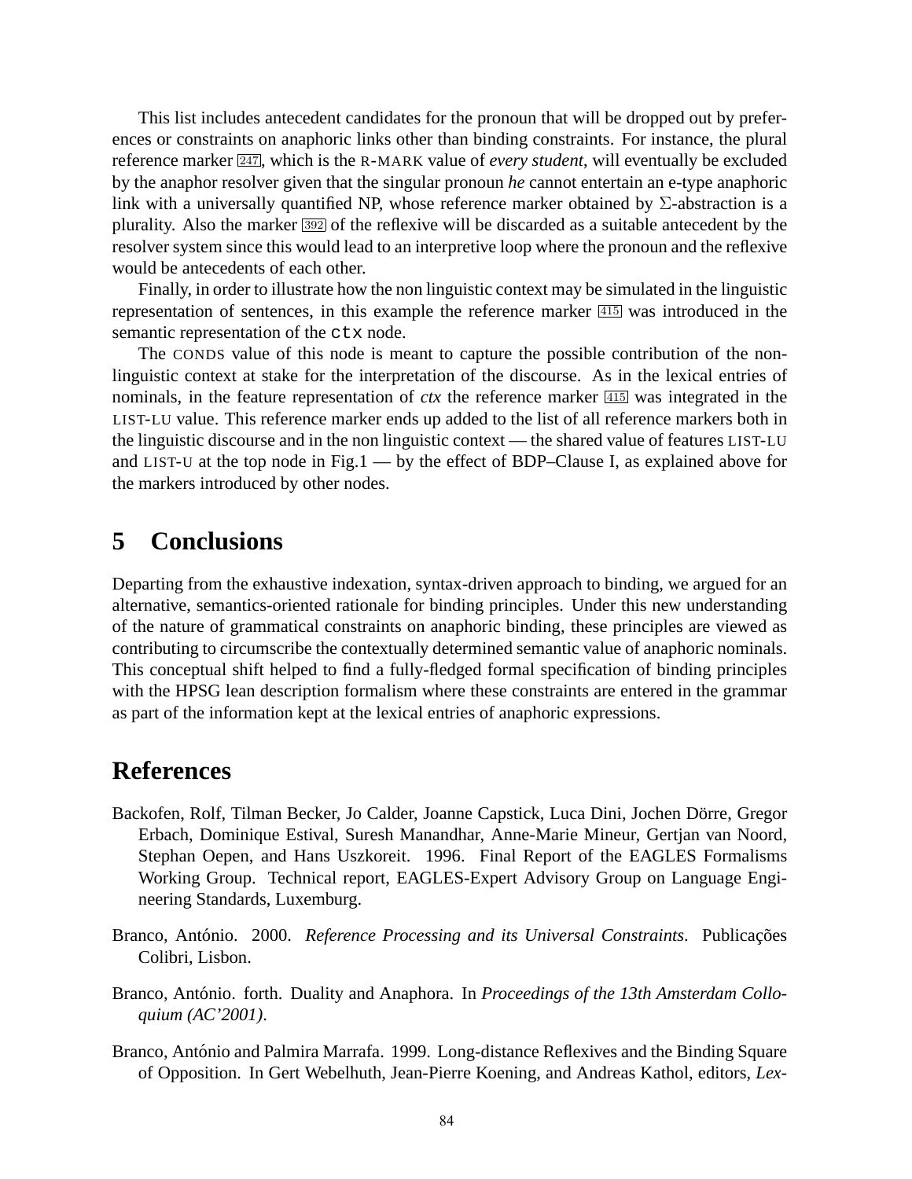This list includes antecedent candidates for the pronoun that will be dropped out by preferences or constraints on anaphoric links other than binding constraints. For instance, the plural reference marker $\boxed{247}$, which is the R-MARK value of *every student*, will eventually be excluded by the anaphor resolver given that the singular pronoun *he* cannot entertain an e-type anaphoric link with a universally quantified NP, whose reference marker obtained by $\Sigma$-abstraction is a plurality. Also the marker $\boxed{392}$ of the reflexive will be discarded as a suitable antecedent by the resolver system since this would lead to an interpretive loop where the pronoun and the reflexive would be antecedents of each other.

Finally, in order to illustrate how the non linguistic context may be simulated in the linguistic representation of sentences, in this example the reference marker $\boxed{415}$ was introduced in the semantic representation of the `ctx` node.

The CONDS value of this node is meant to capture the possible contribution of the non-linguistic context at stake for the interpretation of the discourse. As in the lexical entries of nominals, in the feature representation of *ctx* the reference marker $\boxed{415}$ was integrated in the LIST-LU value. This reference marker ends up added to the list of all reference markers both in the linguistic discourse and in the non linguistic context — the shared value of features LIST-LU and LIST-U at the top node in Fig.1 — by the effect of BDP–Clause I, as explained above for the markers introduced by other nodes.

# 5 Conclusions

Departing from the exhaustive indexation, syntax-driven approach to binding, we argued for an alternative, semantics-oriented rationale for binding principles. Under this new understanding of the nature of grammatical constraints on anaphoric binding, these principles are viewed as contributing to circumscribe the contextually determined semantic value of anaphoric nominals. This conceptual shift helped to find a fully-fledged formal specification of binding principles with the HPSG lean description formalism where these constraints are entered in the grammar as part of the information kept at the lexical entries of anaphoric expressions.

# References

Backofen, Rolf, Tilman Becker, Jo Calder, Joanne Capstick, Luca Dini, Jochen Dörre, Gregor Erbach, Dominique Estival, Suresh Manandhar, Anne-Marie Mineur, Gertjan van Noord, Stephan Oepen, and Hans Uszkoreit. 1996. Final Report of the EAGLES Formalisms Working Group. Technical report, EAGLES-Expert Advisory Group on Language Engineering Standards, Luxemburg.

Branco, António. 2000. *Reference Processing and its Universal Constraints*. Publicações Colibri, Lisbon.

Branco, António. forth. Duality and Anaphora. In *Proceedings of the 13th Amsterdam Colloquium (AC'2001)*.

Branco, António and Palmira Marrafa. 1999. Long-distance Reflexives and the Binding Square of Opposition. In Gert Webelhuth, Jean-Pierre Koening, and Andreas Kathol, editors, *Lex-*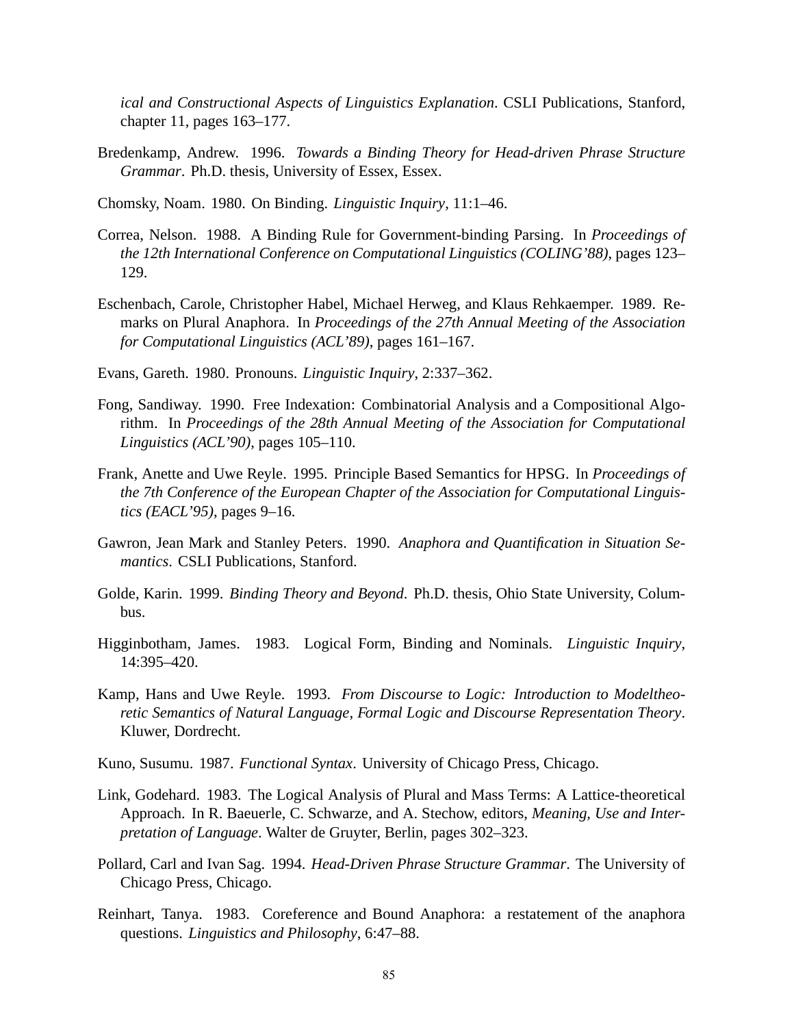*ical and Constructional Aspects of Linguistics Explanation*. CSLI Publications, Stanford, chapter 11, pages 163–177.

Bredenkamp, Andrew. 1996. *Towards a Binding Theory for Head-driven Phrase Structure Grammar*. Ph.D. thesis, University of Essex, Essex.

Chomsky, Noam. 1980. On Binding. *Linguistic Inquiry*, 11:1–46.

Correa, Nelson. 1988. A Binding Rule for Government-binding Parsing. In *Proceedings of the 12th International Conference on Computational Linguistics (COLING'88)*, pages 123–129.

Eschenbach, Carole, Christopher Habel, Michael Herweg, and Klaus Rehkaemper. 1989. Remarks on Plural Anaphora. In *Proceedings of the 27th Annual Meeting of the Association for Computational Linguistics (ACL'89)*, pages 161–167.

Evans, Gareth. 1980. Pronouns. *Linguistic Inquiry*, 2:337–362.

Fong, Sandiway. 1990. Free Indexation: Combinatorial Analysis and a Compositional Algorithm. In *Proceedings of the 28th Annual Meeting of the Association for Computational Linguistics (ACL'90)*, pages 105–110.

Frank, Anette and Uwe Reyle. 1995. Principle Based Semantics for HPSG. In *Proceedings of the 7th Conference of the European Chapter of the Association for Computational Linguistics (EACL'95)*, pages 9–16.

Gawron, Jean Mark and Stanley Peters. 1990. *Anaphora and Quantification in Situation Semantics*. CSLI Publications, Stanford.

Golde, Karin. 1999. *Binding Theory and Beyond*. Ph.D. thesis, Ohio State University, Columbus.

Higginbotham, James. 1983. Logical Form, Binding and Nominals. *Linguistic Inquiry*, 14:395–420.

Kamp, Hans and Uwe Reyle. 1993. *From Discourse to Logic: Introduction to Modeltheoretic Semantics of Natural Language, Formal Logic and Discourse Representation Theory*. Kluwer, Dordrecht.

Kuno, Susumu. 1987. *Functional Syntax*. University of Chicago Press, Chicago.

Link, Godehard. 1983. The Logical Analysis of Plural and Mass Terms: A Lattice-theoretical Approach. In R. Baeuerle, C. Schwarze, and A. Stechow, editors, *Meaning, Use and Interpretation of Language*. Walter de Gruyter, Berlin, pages 302–323.

Pollard, Carl and Ivan Sag. 1994. *Head-Driven Phrase Structure Grammar*. The University of Chicago Press, Chicago.

Reinhart, Tanya. 1983. Coreference and Bound Anaphora: a restatement of the anaphora questions. *Linguistics and Philosophy*, 6:47–88.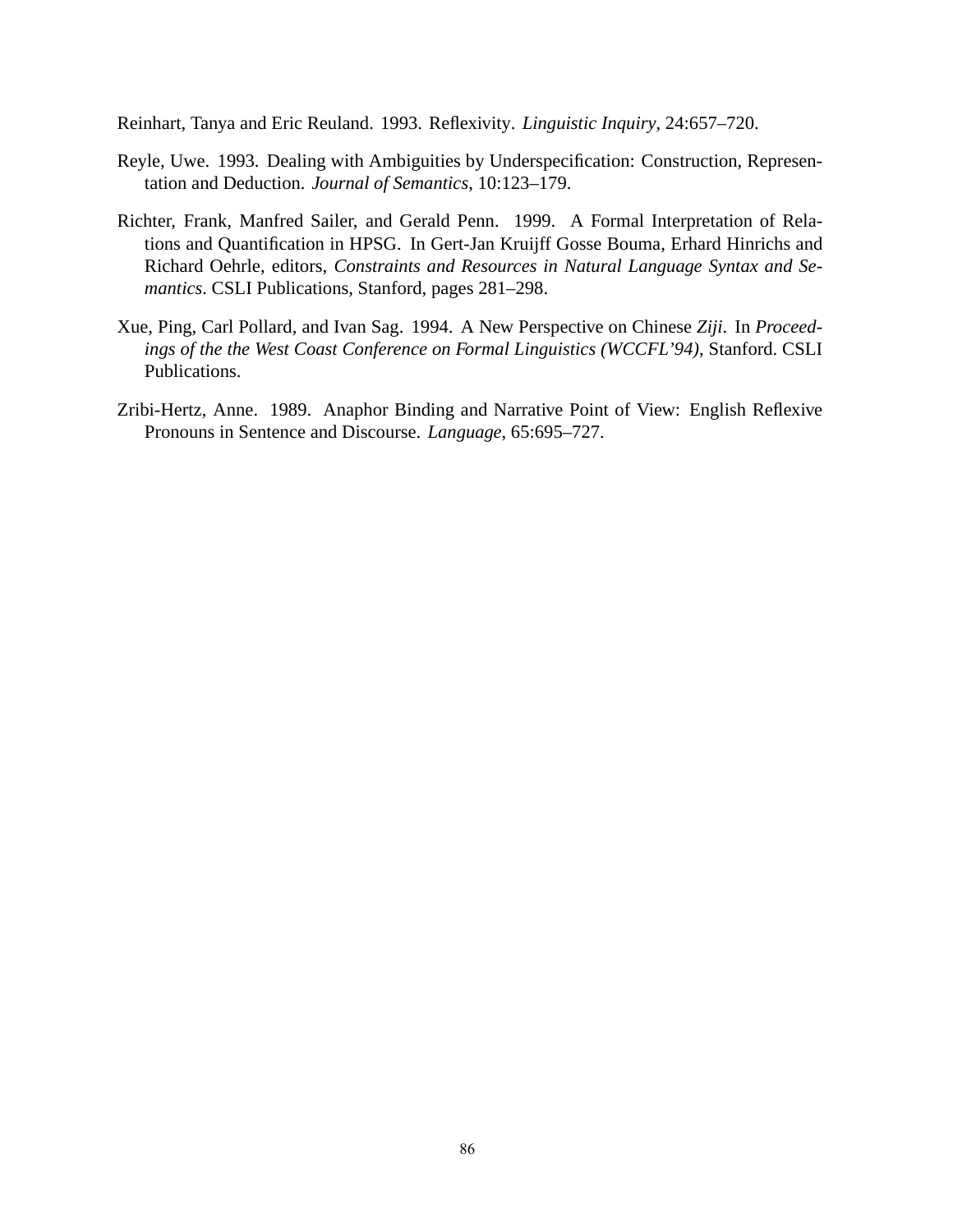Reinhart, Tanya and Eric Reuland. 1993. Reflexivity. *Linguistic Inquiry*, 24:657–720.

Reyle, Uwe. 1993. Dealing with Ambiguities by Underspecification: Construction, Representation and Deduction. *Journal of Semantics*, 10:123–179.

Richter, Frank, Manfred Sailer, and Gerald Penn. 1999. A Formal Interpretation of Relations and Quantification in HPSG. In Gert-Jan Kruijff Gosse Bouma, Erhard Hinrichs and Richard Oehrle, editors, *Constraints and Resources in Natural Language Syntax and Semantics*. CSLI Publications, Stanford, pages 281–298.

Xue, Ping, Carl Pollard, and Ivan Sag. 1994. A New Perspective on Chinese *Ziji*. In *Proceedings of the the West Coast Conference on Formal Linguistics (WCCFL'94)*, Stanford. CSLI Publications.

Zribi-Hertz, Anne. 1989. Anaphor Binding and Narrative Point of View: English Reflexive Pronouns in Sentence and Discourse. *Language*, 65:695–727.